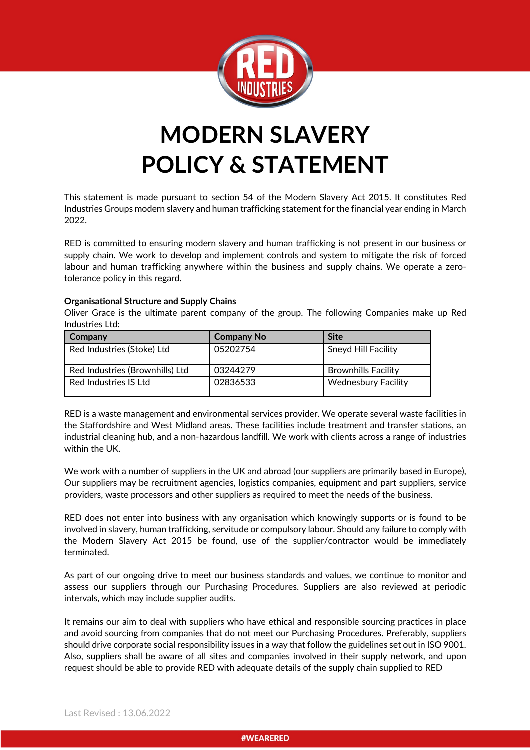# MODERN SLAVERY POLICY & STATEMENT

This statement is made pursuant to section 54 of the Modern Slavery Act 2015. It constitutes Red Industries Groups modern slavery and human trafficking statement for the financial year ending in March 2022.

RED is committed to ensuring modern slavery and human trafficking is not present in our business or supply chain. We work to develop and implement controls and system to mitigate the risk of forced labour and human trafficking anywhere within the business and supply chains. We operate a zero-tolerance policy in this regard.

**Organisational Structure and Supply Chains**

Oliver Grace is the ultimate parent company of the group. The following Companies make up Red Industries Ltd:

| Company | Company No | Site |
|---|---|---|
| Red Industries (Stoke) Ltd | 05202754 | Sneyd Hill Facility |
| Red Industries (Brownhills) Ltd | 03244279 | Brownhills Facility |
| Red Industries IS Ltd | 02836533 | Wednesbury Facility |

RED is a waste management and environmental services provider. We operate several waste facilities in the Staffordshire and West Midland areas. These facilities include treatment and transfer stations, an industrial cleaning hub, and a non-hazardous landfill. We work with clients across a range of industries within the UK.

We work with a number of suppliers in the UK and abroad (our suppliers are primarily based in Europe), Our suppliers may be recruitment agencies, logistics companies, equipment and part suppliers, service providers, waste processors and other suppliers as required to meet the needs of the business.

RED does not enter into business with any organisation which knowingly supports or is found to be involved in slavery, human trafficking, servitude or compulsory labour. Should any failure to comply with the Modern Slavery Act 2015 be found, use of the supplier/contractor would be immediately terminated.

As part of our ongoing drive to meet our business standards and values, we continue to monitor and assess our suppliers through our Purchasing Procedures. Suppliers are also reviewed at periodic intervals, which may include supplier audits.

It remains our aim to deal with suppliers who have ethical and responsible sourcing practices in place and avoid sourcing from companies that do not meet our Purchasing Procedures. Preferably, suppliers should drive corporate social responsibility issues in a way that follow the guidelines set out in ISO 9001. Also, suppliers shall be aware of all sites and companies involved in their supply network, and upon request should be able to provide RED with adequate details of the supply chain supplied to RED

Last Revised : 13.06.2022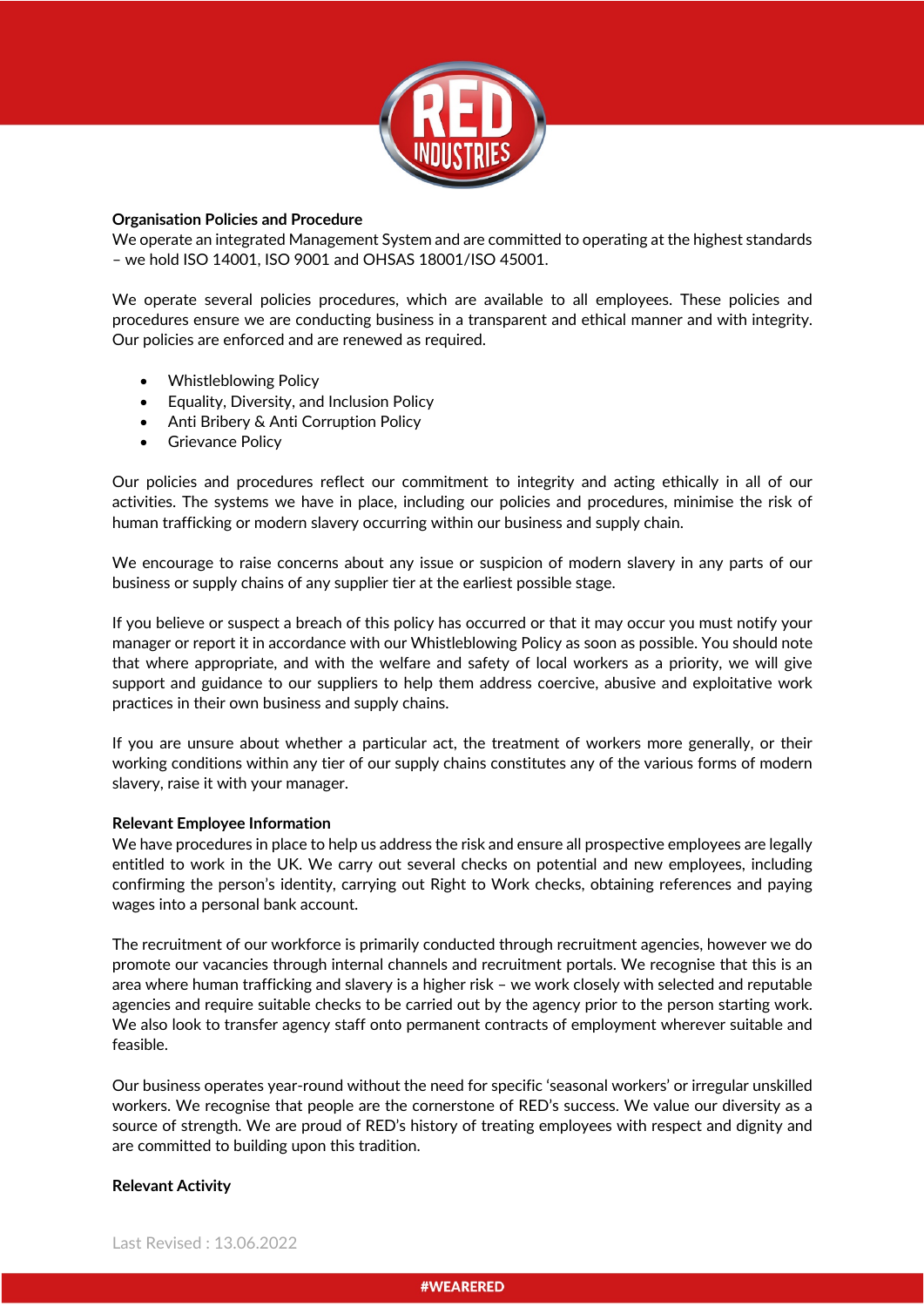**Organisation Policies and Procedure**

We operate an integrated Management System and are committed to operating at the highest standards – we hold ISO 14001, ISO 9001 and OHSAS 18001/ISO 45001.

We operate several policies procedures, which are available to all employees. These policies and procedures ensure we are conducting business in a transparent and ethical manner and with integrity. Our policies are enforced and are renewed as required.

- Whistleblowing Policy
- Equality, Diversity, and Inclusion Policy
- Anti Bribery & Anti Corruption Policy
- Grievance Policy

Our policies and procedures reflect our commitment to integrity and acting ethically in all of our activities. The systems we have in place, including our policies and procedures, minimise the risk of human trafficking or modern slavery occurring within our business and supply chain.

We encourage to raise concerns about any issue or suspicion of modern slavery in any parts of our business or supply chains of any supplier tier at the earliest possible stage.

If you believe or suspect a breach of this policy has occurred or that it may occur you must notify your manager or report it in accordance with our Whistleblowing Policy as soon as possible. You should note that where appropriate, and with the welfare and safety of local workers as a priority, we will give support and guidance to our suppliers to help them address coercive, abusive and exploitative work practices in their own business and supply chains.

If you are unsure about whether a particular act, the treatment of workers more generally, or their working conditions within any tier of our supply chains constitutes any of the various forms of modern slavery, raise it with your manager.

**Relevant Employee Information**

We have procedures in place to help us address the risk and ensure all prospective employees are legally entitled to work in the UK. We carry out several checks on potential and new employees, including confirming the person's identity, carrying out Right to Work checks, obtaining references and paying wages into a personal bank account.

The recruitment of our workforce is primarily conducted through recruitment agencies, however we do promote our vacancies through internal channels and recruitment portals. We recognise that this is an area where human trafficking and slavery is a higher risk – we work closely with selected and reputable agencies and require suitable checks to be carried out by the agency prior to the person starting work. We also look to transfer agency staff onto permanent contracts of employment wherever suitable and feasible.

Our business operates year-round without the need for specific 'seasonal workers' or irregular unskilled workers. We recognise that people are the cornerstone of RED's success. We value our diversity as a source of strength. We are proud of RED's history of treating employees with respect and dignity and are committed to building upon this tradition.

**Relevant Activity**

Last Revised : 13.06.2022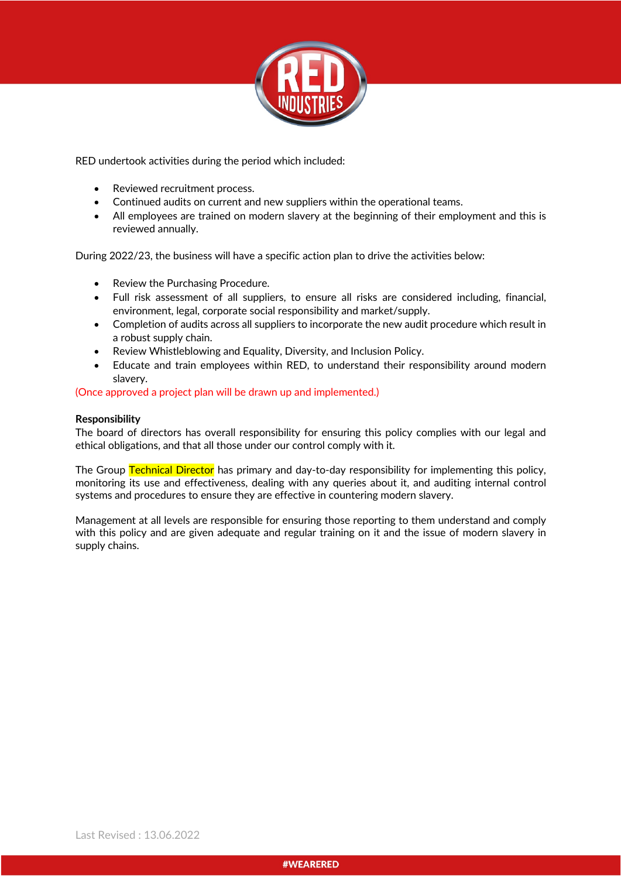RED undertook activities during the period which included:

- Reviewed recruitment process.
- Continued audits on current and new suppliers within the operational teams.
- All employees are trained on modern slavery at the beginning of their employment and this is reviewed annually.

During 2022/23, the business will have a specific action plan to drive the activities below:

- Review the Purchasing Procedure.
- Full risk assessment of all suppliers, to ensure all risks are considered including, financial, environment, legal, corporate social responsibility and market/supply.
- Completion of audits across all suppliers to incorporate the new audit procedure which result in a robust supply chain.
- Review Whistleblowing and Equality, Diversity, and Inclusion Policy.
- Educate and train employees within RED, to understand their responsibility around modern slavery.

(Once approved a project plan will be drawn up and implemented.)

**Responsibility**

The board of directors has overall responsibility for ensuring this policy complies with our legal and ethical obligations, and that all those under our control comply with it.

The Group Technical Director has primary and day-to-day responsibility for implementing this policy, monitoring its use and effectiveness, dealing with any queries about it, and auditing internal control systems and procedures to ensure they are effective in countering modern slavery.

Management at all levels are responsible for ensuring those reporting to them understand and comply with this policy and are given adequate and regular training on it and the issue of modern slavery in supply chains.

Last Revised : 13.06.2022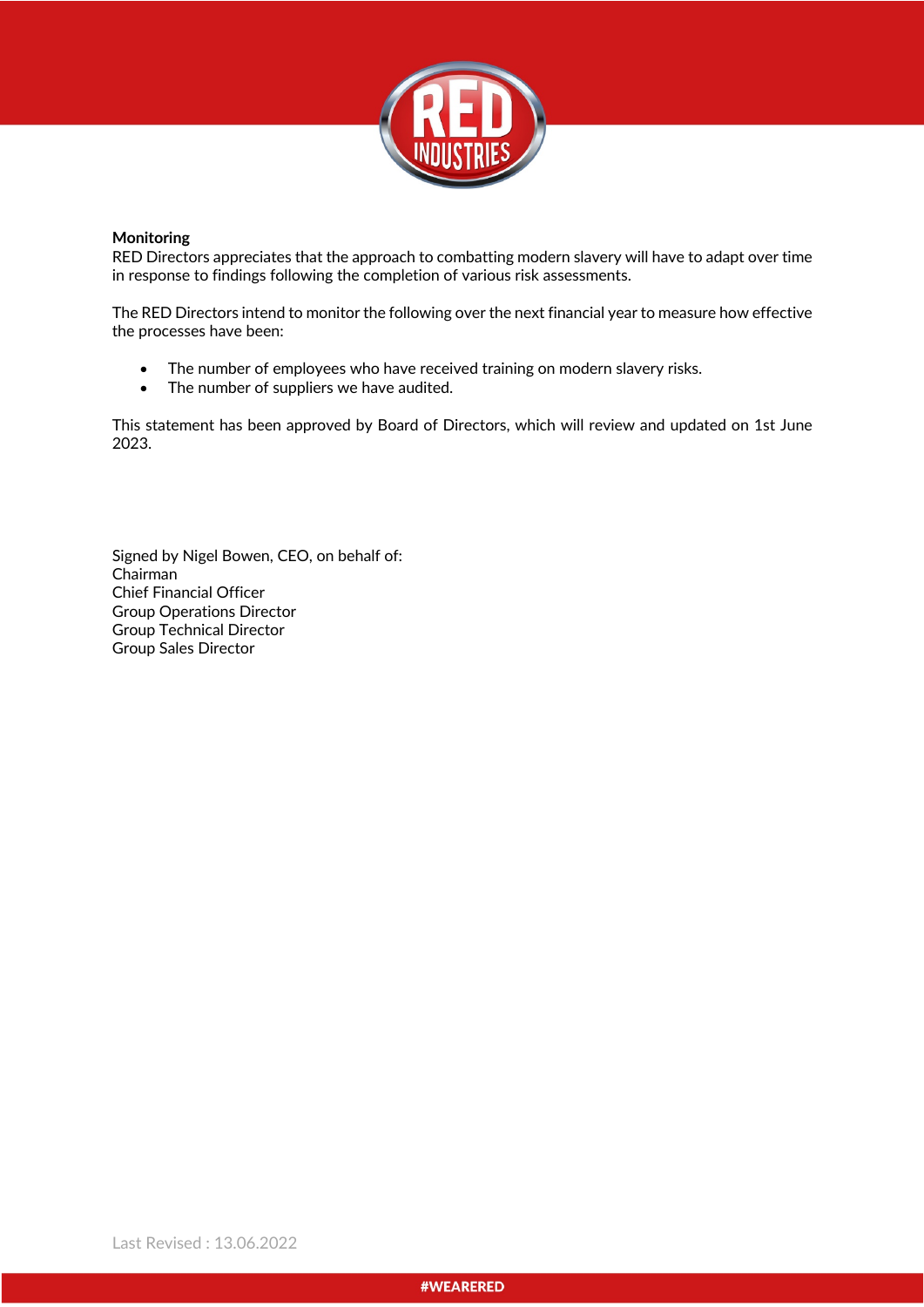**Monitoring**

RED Directors appreciates that the approach to combatting modern slavery will have to adapt over time in response to findings following the completion of various risk assessments.

The RED Directors intend to monitor the following over the next financial year to measure how effective the processes have been:

- The number of employees who have received training on modern slavery risks.
- The number of suppliers we have audited.

This statement has been approved by Board of Directors, which will review and updated on 1st June 2023.

Signed by Nigel Bowen, CEO, on behalf of:
Chairman
Chief Financial Officer
Group Operations Director
Group Technical Director
Group Sales Director

Last Revised : 13.06.2022